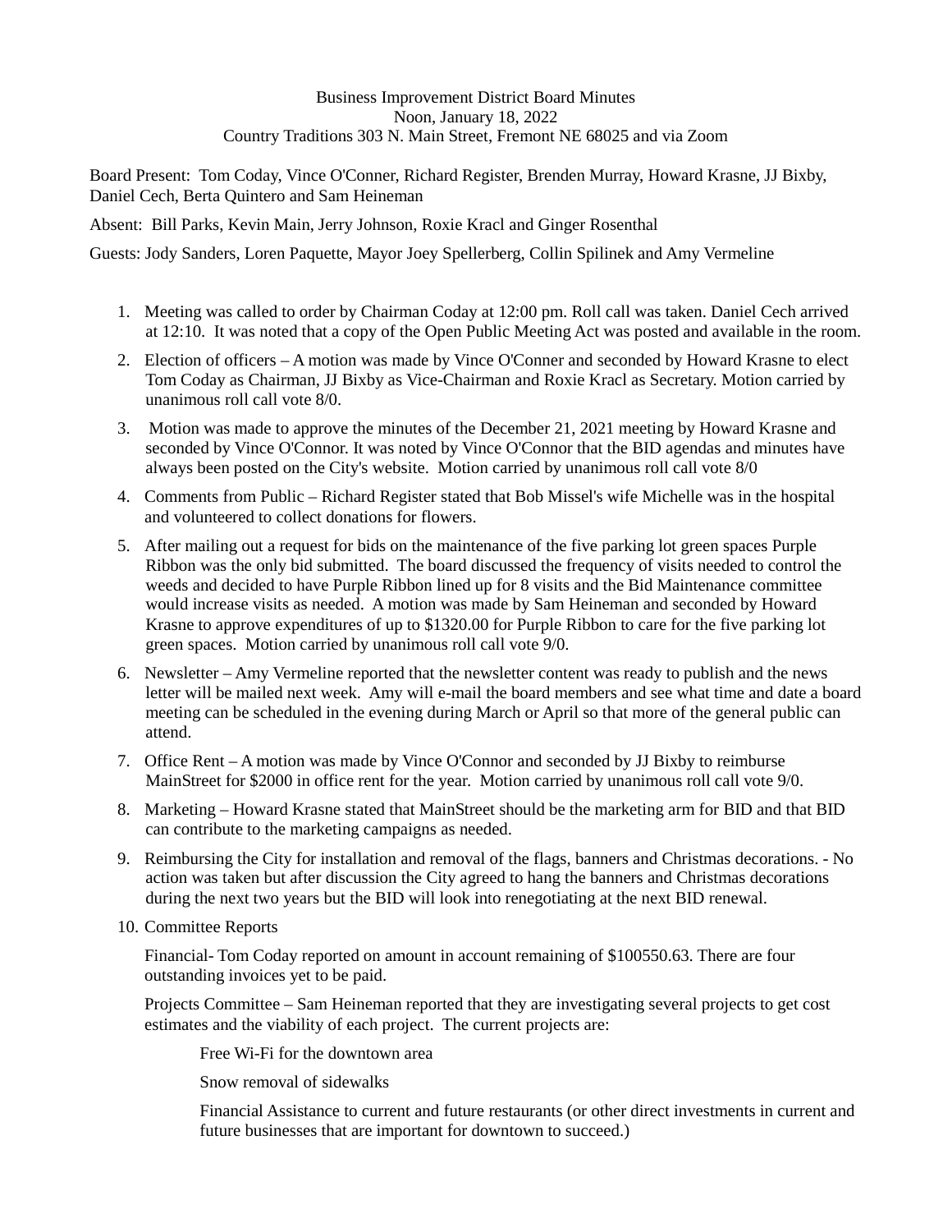Business Improvement District Board Minutes
Noon, January 18, 2022
Country Traditions 303 N. Main Street, Fremont NE 68025 and via Zoom

Board Present: Tom Coday, Vince O'Conner, Richard Register, Brenden Murray, Howard Krasne, JJ Bixby, Daniel Cech, Berta Quintero and Sam Heineman

Absent: Bill Parks, Kevin Main, Jerry Johnson, Roxie Kracl and Ginger Rosenthal

Guests: Jody Sanders, Loren Paquette, Mayor Joey Spellerberg, Collin Spilinek and Amy Vermeline

1. Meeting was called to order by Chairman Coday at 12:00 pm. Roll call was taken. Daniel Cech arrived at 12:10. It was noted that a copy of the Open Public Meeting Act was posted and available in the room.
2. Election of officers – A motion was made by Vince O'Conner and seconded by Howard Krasne to elect Tom Coday as Chairman, JJ Bixby as Vice-Chairman and Roxie Kracl as Secretary. Motion carried by unanimous roll call vote 8/0.
3. Motion was made to approve the minutes of the December 21, 2021 meeting by Howard Krasne and seconded by Vince O'Connor. It was noted by Vince O'Connor that the BID agendas and minutes have always been posted on the City's website. Motion carried by unanimous roll call vote 8/0
4. Comments from Public – Richard Register stated that Bob Missel's wife Michelle was in the hospital and volunteered to collect donations for flowers.
5. After mailing out a request for bids on the maintenance of the five parking lot green spaces Purple Ribbon was the only bid submitted. The board discussed the frequency of visits needed to control the weeds and decided to have Purple Ribbon lined up for 8 visits and the Bid Maintenance committee would increase visits as needed. A motion was made by Sam Heineman and seconded by Howard Krasne to approve expenditures of up to $1320.00 for Purple Ribbon to care for the five parking lot green spaces. Motion carried by unanimous roll call vote 9/0.
6. Newsletter – Amy Vermeline reported that the newsletter content was ready to publish and the news letter will be mailed next week. Amy will e-mail the board members and see what time and date a board meeting can be scheduled in the evening during March or April so that more of the general public can attend.
7. Office Rent – A motion was made by Vince O'Connor and seconded by JJ Bixby to reimburse MainStreet for $2000 in office rent for the year. Motion carried by unanimous roll call vote 9/0.
8. Marketing – Howard Krasne stated that MainStreet should be the marketing arm for BID and that BID can contribute to the marketing campaigns as needed.
9. Reimbursing the City for installation and removal of the flags, banners and Christmas decorations. - No action was taken but after discussion the City agreed to hang the banners and Christmas decorations during the next two years but the BID will look into renegotiating at the next BID renewal.
10. Committee Reports

    Financial- Tom Coday reported on amount in account remaining of $100550.63. There are four outstanding invoices yet to be paid.

    Projects Committee – Sam Heineman reported that they are investigating several projects to get cost estimates and the viability of each project. The current projects are:

    Free Wi-Fi for the downtown area

    Snow removal of sidewalks

    Financial Assistance to current and future restaurants (or other direct investments in current and future businesses that are important for downtown to succeed.)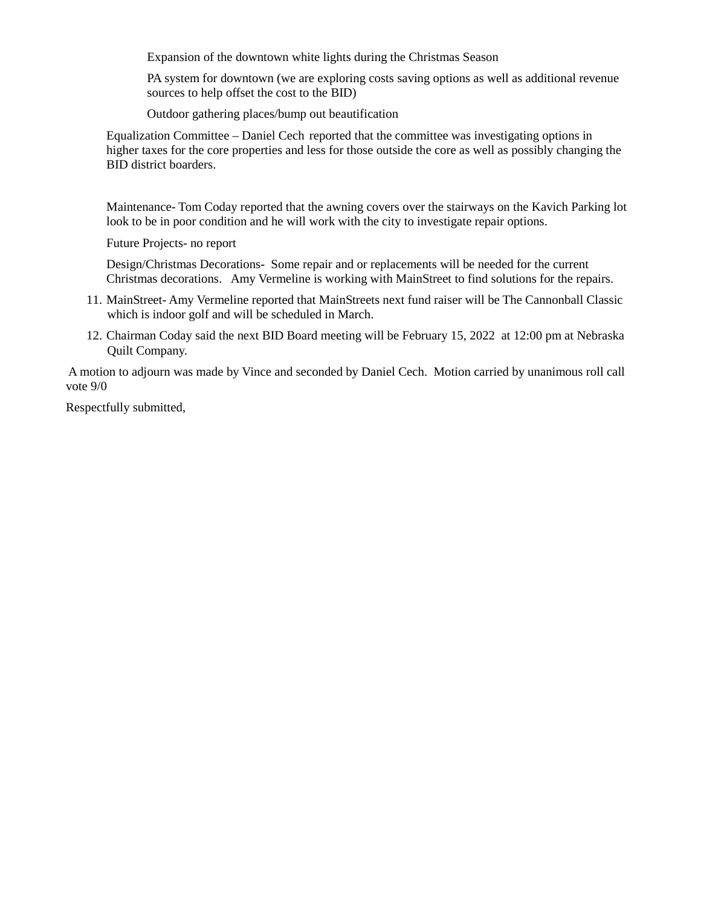Expansion of the downtown white lights during the Christmas Season

PA system for downtown (we are exploring costs saving options as well as additional revenue sources to help offset the cost to the BID)

Outdoor gathering places/bump out beautification

Equalization Committee – Daniel Cech reported that the committee was investigating options in higher taxes for the core properties and less for those outside the core as well as possibly changing the BID district boarders.

Maintenance- Tom Coday reported that the awning covers over the stairways on the Kavich Parking lot look to be in poor condition and he will work with the city to investigate repair options.

Future Projects- no report

Design/Christmas Decorations- Some repair and or replacements will be needed for the current Christmas decorations. Amy Vermeline is working with MainStreet to find solutions for the repairs.

11. MainStreet- Amy Vermeline reported that MainStreets next fund raiser will be The Cannonball Classic which is indoor golf and will be scheduled in March.
12. Chairman Coday said the next BID Board meeting will be February 15, 2022 at 12:00 pm at Nebraska Quilt Company.

A motion to adjourn was made by Vince and seconded by Daniel Cech. Motion carried by unanimous roll call vote 9/0

Respectfully submitted,